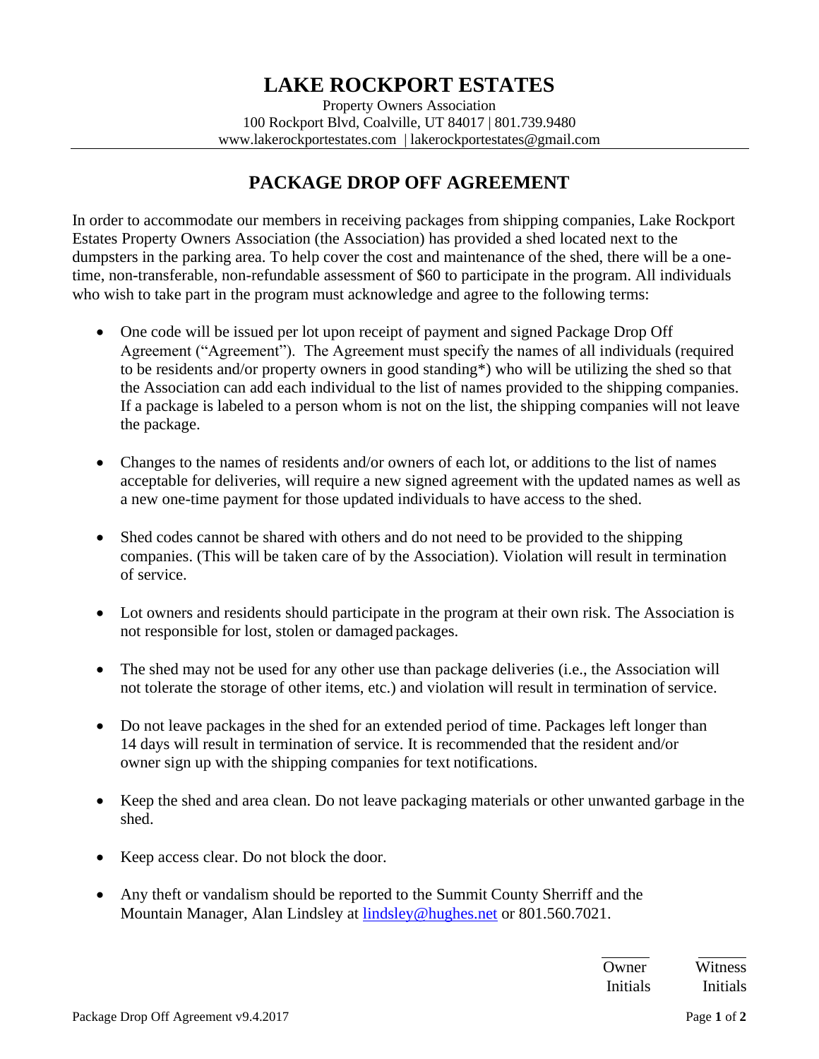# LAKE ROCKPORT ESTATES

Property Owners Association
100 Rockport Blvd, Coalville, UT 84017 | 801.739.9480
www.lakerockportestates.com | lakerockportestates@gmail.com

## PACKAGE DROP OFF AGREEMENT

In order to accommodate our members in receiving packages from shipping companies, Lake Rockport Estates Property Owners Association (the Association) has provided a shed located next to the dumpsters in the parking area. To help cover the cost and maintenance of the shed, there will be a one-time, non-transferable, non-refundable assessment of $60 to participate in the program. All individuals who wish to take part in the program must acknowledge and agree to the following terms:

- One code will be issued per lot upon receipt of payment and signed Package Drop Off Agreement ("Agreement"). The Agreement must specify the names of all individuals (required to be residents and/or property owners in good standing*) who will be utilizing the shed so that the Association can add each individual to the list of names provided to the shipping companies. If a package is labeled to a person whom is not on the list, the shipping companies will not leave the package.

- Changes to the names of residents and/or owners of each lot, or additions to the list of names acceptable for deliveries, will require a new signed agreement with the updated names as well as a new one-time payment for those updated individuals to have access to the shed.

- Shed codes cannot be shared with others and do not need to be provided to the shipping companies. (This will be taken care of by the Association). Violation will result in termination of service.

- Lot owners and residents should participate in the program at their own risk. The Association is not responsible for lost, stolen or damaged packages.

- The shed may not be used for any other use than package deliveries (i.e., the Association will not tolerate the storage of other items, etc.) and violation will result in termination of service.

- Do not leave packages in the shed for an extended period of time. Packages left longer than 14 days will result in termination of service. It is recommended that the resident and/or owner sign up with the shipping companies for text notifications.

- Keep the shed and area clean. Do not leave packaging materials or other unwanted garbage in the shed.

- Keep access clear. Do not block the door.

- Any theft or vandalism should be reported to the Summit County Sherriff and the Mountain Manager, Alan Lindsley at lindsley@hughes.net or 801.560.7021.

_____ Owner Initials      _____ Witness Initials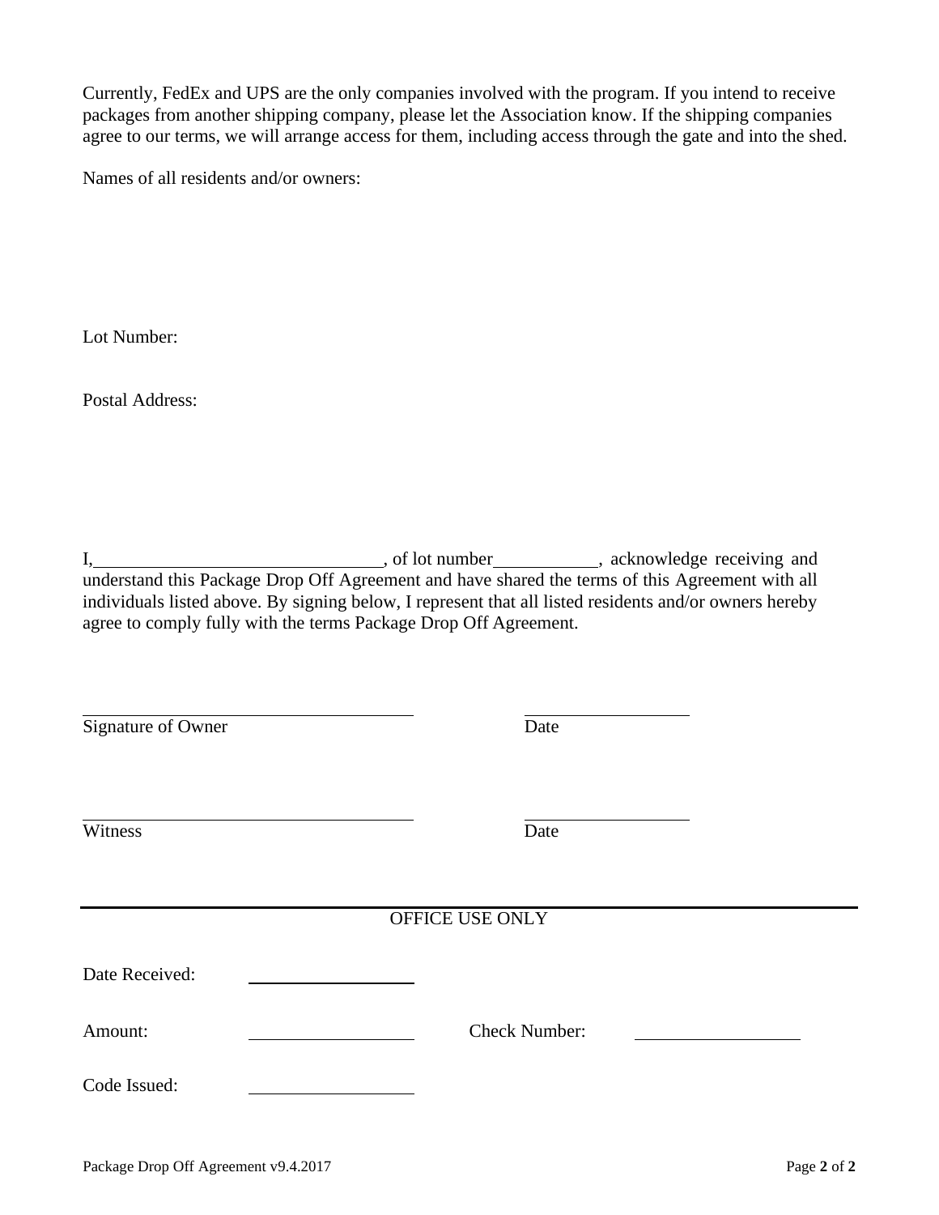Currently, FedEx and UPS are the only companies involved with the program. If you intend to receive packages from another shipping company, please let the Association know. If the shipping companies agree to our terms, we will arrange access for them, including access through the gate and into the shed.

Names of all residents and/or owners:

Lot Number:

Postal Address:

I,\_\_\_\_\_\_\_\_\_\_\_\_\_\_\_\_\_\_\_\_\_\_\_\_\_\_\_\_\_\_\_, of lot number\_\_\_\_\_\_\_\_\_\_\_, acknowledge receiving and understand this Package Drop Off Agreement and have shared the terms of this Agreement with all individuals listed above. By signing below, I represent that all listed residents and/or owners hereby agree to comply fully with the terms Package Drop Off Agreement.

\_\_\_\_\_\_\_\_\_\_\_\_\_\_\_\_\_\_\_\_\_\_\_\_\_\_\_\_\_\_\_\_\_\_\_\_ \_\_\_\_\_\_\_\_\_\_\_\_\_\_\_\_\_\_
Signature of Owner Date

\_\_\_\_\_\_\_\_\_\_\_\_\_\_\_\_\_\_\_\_\_\_\_\_\_\_\_\_\_\_\_\_\_\_\_\_ \_\_\_\_\_\_\_\_\_\_\_\_\_\_\_\_\_\_
Witness Date

---

OFFICE USE ONLY

Date Received: \_\_\_\_\_\_\_\_\_\_\_\_\_\_\_\_\_\_

Amount: \_\_\_\_\_\_\_\_\_\_\_\_\_\_\_\_\_\_ Check Number: \_\_\_\_\_\_\_\_\_\_\_\_\_\_\_\_\_\_

Code Issued: \_\_\_\_\_\_\_\_\_\_\_\_\_\_\_\_\_\_